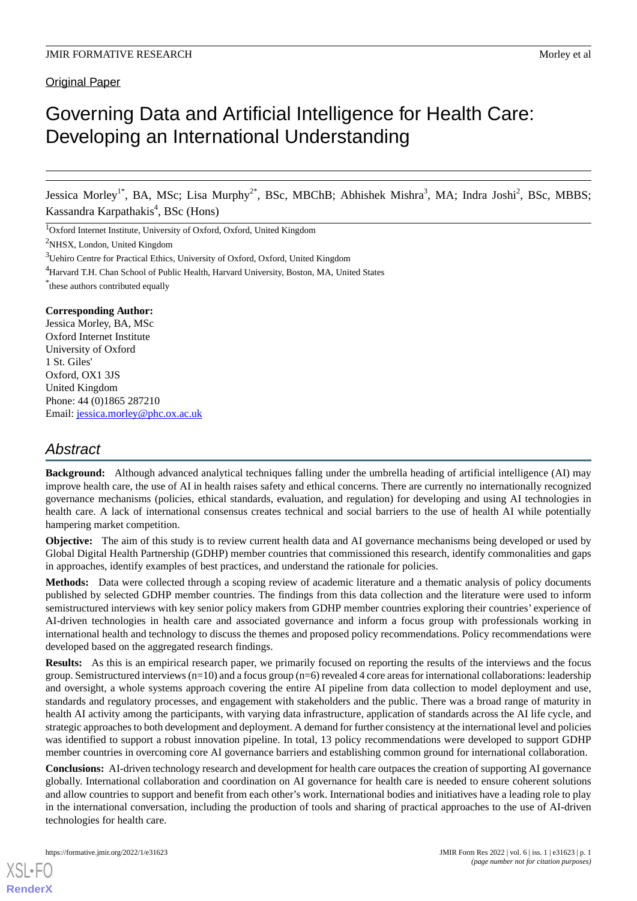Original Paper

# Governing Data and Artificial Intelligence for Health Care: Developing an International Understanding

Jessica Morley[1*], BA, MSc; Lisa Murphy[2*], BSc, MBChB; Abhishek Mishra[3], MA; Indra Joshi[2], BSc, MBBS; Kassandra Karpathakis[4], BSc (Hons)

[1]Oxford Internet Institute, University of Oxford, Oxford, United Kingdom

[2]NHSX, London, United Kingdom

[3]Uehiro Centre for Practical Ethics, University of Oxford, Oxford, United Kingdom

[4]Harvard T.H. Chan School of Public Health, Harvard University, Boston, MA, United States

[*]these authors contributed equally

**Corresponding Author:**
Jessica Morley, BA, MSc
Oxford Internet Institute
University of Oxford
1 St. Giles'
Oxford, OX1 3JS
United Kingdom
Phone: 44 (0)1865 287210
Email: jessica.morley@phc.ox.ac.uk

## Abstract

**Background:** Although advanced analytical techniques falling under the umbrella heading of artificial intelligence (AI) may improve health care, the use of AI in health raises safety and ethical concerns. There are currently no internationally recognized governance mechanisms (policies, ethical standards, evaluation, and regulation) for developing and using AI technologies in health care. A lack of international consensus creates technical and social barriers to the use of health AI while potentially hampering market competition.

**Objective:** The aim of this study is to review current health data and AI governance mechanisms being developed or used by Global Digital Health Partnership (GDHP) member countries that commissioned this research, identify commonalities and gaps in approaches, identify examples of best practices, and understand the rationale for policies.

**Methods:** Data were collected through a scoping review of academic literature and a thematic analysis of policy documents published by selected GDHP member countries. The findings from this data collection and the literature were used to inform semistructured interviews with key senior policy makers from GDHP member countries exploring their countries' experience of AI-driven technologies in health care and associated governance and inform a focus group with professionals working in international health and technology to discuss the themes and proposed policy recommendations. Policy recommendations were developed based on the aggregated research findings.

**Results:** As this is an empirical research paper, we primarily focused on reporting the results of the interviews and the focus group. Semistructured interviews (n=10) and a focus group (n=6) revealed 4 core areas for international collaborations: leadership and oversight, a whole systems approach covering the entire AI pipeline from data collection to model deployment and use, standards and regulatory processes, and engagement with stakeholders and the public. There was a broad range of maturity in health AI activity among the participants, with varying data infrastructure, application of standards across the AI life cycle, and strategic approaches to both development and deployment. A demand for further consistency at the international level and policies was identified to support a robust innovation pipeline. In total, 13 policy recommendations were developed to support GDHP member countries in overcoming core AI governance barriers and establishing common ground for international collaboration.

**Conclusions:** AI-driven technology research and development for health care outpaces the creation of supporting AI governance globally. International collaboration and coordination on AI governance for health care is needed to ensure coherent solutions and allow countries to support and benefit from each other's work. International bodies and initiatives have a leading role to play in the international conversation, including the production of tools and sharing of practical approaches to the use of AI-driven technologies for health care.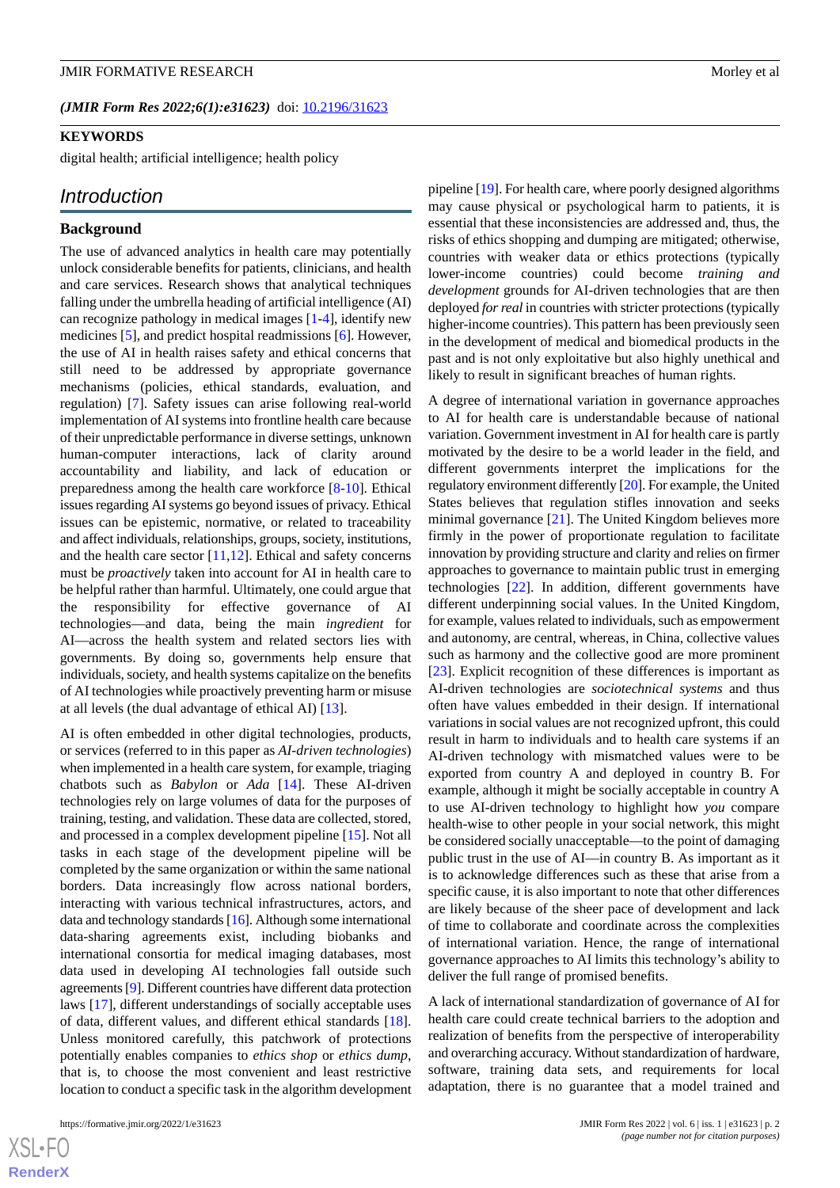**KEYWORDS**

digital health; artificial intelligence; health policy

## Introduction

### Background

The use of advanced analytics in health care may potentially unlock considerable benefits for patients, clinicians, and health and care services. Research shows that analytical techniques falling under the umbrella heading of artificial intelligence (AI) can recognize pathology in medical images [1-4], identify new medicines [5], and predict hospital readmissions [6]. However, the use of AI in health raises safety and ethical concerns that still need to be addressed by appropriate governance mechanisms (policies, ethical standards, evaluation, and regulation) [7]. Safety issues can arise following real-world implementation of AI systems into frontline health care because of their unpredictable performance in diverse settings, unknown human-computer interactions, lack of clarity around accountability and liability, and lack of education or preparedness among the health care workforce [8-10]. Ethical issues regarding AI systems go beyond issues of privacy. Ethical issues can be epistemic, normative, or related to traceability and affect individuals, relationships, groups, society, institutions, and the health care sector [11,12]. Ethical and safety concerns must be *proactively* taken into account for AI in health care to be helpful rather than harmful. Ultimately, one could argue that the responsibility for effective governance of AI technologies—and data, being the main *ingredient* for AI—across the health system and related sectors lies with governments. By doing so, governments help ensure that individuals, society, and health systems capitalize on the benefits of AI technologies while proactively preventing harm or misuse at all levels (the dual advantage of ethical AI) [13].

AI is often embedded in other digital technologies, products, or services (referred to in this paper as *AI-driven technologies*) when implemented in a health care system, for example, triaging chatbots such as *Babylon* or *Ada* [14]. These AI-driven technologies rely on large volumes of data for the purposes of training, testing, and validation. These data are collected, stored, and processed in a complex development pipeline [15]. Not all tasks in each stage of the development pipeline will be completed by the same organization or within the same national borders. Data increasingly flow across national borders, interacting with various technical infrastructures, actors, and data and technology standards [16]. Although some international data-sharing agreements exist, including biobanks and international consortia for medical imaging databases, most data used in developing AI technologies fall outside such agreements [9]. Different countries have different data protection laws [17], different understandings of socially acceptable uses of data, different values, and different ethical standards [18]. Unless monitored carefully, this patchwork of protections potentially enables companies to *ethics shop* or *ethics dump*, that is, to choose the most convenient and least restrictive location to conduct a specific task in the algorithm development pipeline [19]. For health care, where poorly designed algorithms may cause physical or psychological harm to patients, it is essential that these inconsistencies are addressed and, thus, the risks of ethics shopping and dumping are mitigated; otherwise, countries with weaker data or ethics protections (typically lower-income countries) could become *training and development* grounds for AI-driven technologies that are then deployed *for real* in countries with stricter protections (typically higher-income countries). This pattern has been previously seen in the development of medical and biomedical products in the past and is not only exploitative but also highly unethical and likely to result in significant breaches of human rights.

A degree of international variation in governance approaches to AI for health care is understandable because of national variation. Government investment in AI for health care is partly motivated by the desire to be a world leader in the field, and different governments interpret the implications for the regulatory environment differently [20]. For example, the United States believes that regulation stifles innovation and seeks minimal governance [21]. The United Kingdom believes more firmly in the power of proportionate regulation to facilitate innovation by providing structure and clarity and relies on firmer approaches to governance to maintain public trust in emerging technologies [22]. In addition, different governments have different underpinning social values. In the United Kingdom, for example, values related to individuals, such as empowerment and autonomy, are central, whereas, in China, collective values such as harmony and the collective good are more prominent [23]. Explicit recognition of these differences is important as AI-driven technologies are *sociotechnical systems* and thus often have values embedded in their design. If international variations in social values are not recognized upfront, this could result in harm to individuals and to health care systems if an AI-driven technology with mismatched values were to be exported from country A and deployed in country B. For example, although it might be socially acceptable in country A to use AI-driven technology to highlight how *you* compare health-wise to other people in your social network, this might be considered socially unacceptable—to the point of damaging public trust in the use of AI—in country B. As important as it is to acknowledge differences such as these that arise from a specific cause, it is also important to note that other differences are likely because of the sheer pace of development and lack of time to collaborate and coordinate across the complexities of international variation. Hence, the range of international governance approaches to AI limits this technology's ability to deliver the full range of promised benefits.

A lack of international standardization of governance of AI for health care could create technical barriers to the adoption and realization of benefits from the perspective of interoperability and overarching accuracy. Without standardization of hardware, software, training data sets, and requirements for local adaptation, there is no guarantee that a model trained and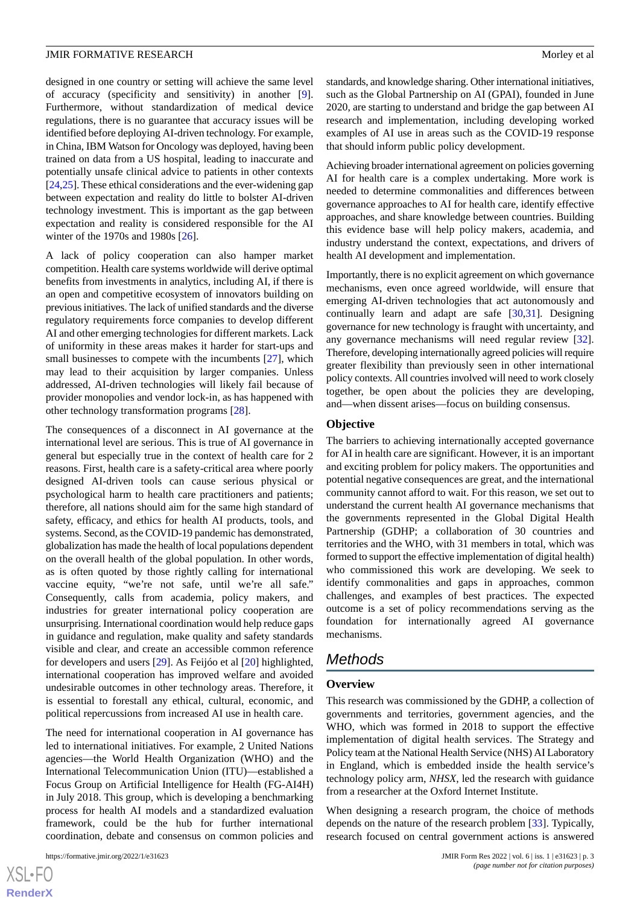designed in one country or setting will achieve the same level of accuracy (specificity and sensitivity) in another [9]. Furthermore, without standardization of medical device regulations, there is no guarantee that accuracy issues will be identified before deploying AI-driven technology. For example, in China, IBM Watson for Oncology was deployed, having been trained on data from a US hospital, leading to inaccurate and potentially unsafe clinical advice to patients in other contexts [24,25]. These ethical considerations and the ever-widening gap between expectation and reality do little to bolster AI-driven technology investment. This is important as the gap between expectation and reality is considered responsible for the AI winter of the 1970s and 1980s [26].

A lack of policy cooperation can also hamper market competition. Health care systems worldwide will derive optimal benefits from investments in analytics, including AI, if there is an open and competitive ecosystem of innovators building on previous initiatives. The lack of unified standards and the diverse regulatory requirements force companies to develop different AI and other emerging technologies for different markets. Lack of uniformity in these areas makes it harder for start-ups and small businesses to compete with the incumbents [27], which may lead to their acquisition by larger companies. Unless addressed, AI-driven technologies will likely fail because of provider monopolies and vendor lock-in, as has happened with other technology transformation programs [28].

The consequences of a disconnect in AI governance at the international level are serious. This is true of AI governance in general but especially true in the context of health care for 2 reasons. First, health care is a safety-critical area where poorly designed AI-driven tools can cause serious physical or psychological harm to health care practitioners and patients; therefore, all nations should aim for the same high standard of safety, efficacy, and ethics for health AI products, tools, and systems. Second, as the COVID-19 pandemic has demonstrated, globalization has made the health of local populations dependent on the overall health of the global population. In other words, as is often quoted by those rightly calling for international vaccine equity, "we're not safe, until we're all safe." Consequently, calls from academia, policy makers, and industries for greater international policy cooperation are unsurprising. International coordination would help reduce gaps in guidance and regulation, make quality and safety standards visible and clear, and create an accessible common reference for developers and users [29]. As Feijóo et al [20] highlighted, international cooperation has improved welfare and avoided undesirable outcomes in other technology areas. Therefore, it is essential to forestall any ethical, cultural, economic, and political repercussions from increased AI use in health care.

The need for international cooperation in AI governance has led to international initiatives. For example, 2 United Nations agencies—the World Health Organization (WHO) and the International Telecommunication Union (ITU)—established a Focus Group on Artificial Intelligence for Health (FG-AI4H) in July 2018. This group, which is developing a benchmarking process for health AI models and a standardized evaluation framework, could be the hub for further international coordination, debate and consensus on common policies and standards, and knowledge sharing. Other international initiatives, such as the Global Partnership on AI (GPAI), founded in June 2020, are starting to understand and bridge the gap between AI research and implementation, including developing worked examples of AI use in areas such as the COVID-19 response that should inform public policy development.

Achieving broader international agreement on policies governing AI for health care is a complex undertaking. More work is needed to determine commonalities and differences between governance approaches to AI for health care, identify effective approaches, and share knowledge between countries. Building this evidence base will help policy makers, academia, and industry understand the context, expectations, and drivers of health AI development and implementation.

Importantly, there is no explicit agreement on which governance mechanisms, even once agreed worldwide, will ensure that emerging AI-driven technologies that act autonomously and continually learn and adapt are safe [30,31]. Designing governance for new technology is fraught with uncertainty, and any governance mechanisms will need regular review [32]. Therefore, developing internationally agreed policies will require greater flexibility than previously seen in other international policy contexts. All countries involved will need to work closely together, be open about the policies they are developing, and—when dissent arises—focus on building consensus.

### Objective

The barriers to achieving internationally accepted governance for AI in health care are significant. However, it is an important and exciting problem for policy makers. The opportunities and potential negative consequences are great, and the international community cannot afford to wait. For this reason, we set out to understand the current health AI governance mechanisms that the governments represented in the Global Digital Health Partnership (GDHP; a collaboration of 30 countries and territories and the WHO, with 31 members in total, which was formed to support the effective implementation of digital health) who commissioned this work are developing. We seek to identify commonalities and gaps in approaches, common challenges, and examples of best practices. The expected outcome is a set of policy recommendations serving as the foundation for internationally agreed AI governance mechanisms.

## Methods

### Overview

This research was commissioned by the GDHP, a collection of governments and territories, government agencies, and the WHO, which was formed in 2018 to support the effective implementation of digital health services. The Strategy and Policy team at the National Health Service (NHS) AI Laboratory in England, which is embedded inside the health service's technology policy arm, *NHSX*, led the research with guidance from a researcher at the Oxford Internet Institute.

When designing a research program, the choice of methods depends on the nature of the research problem [33]. Typically, research focused on central government actions is answered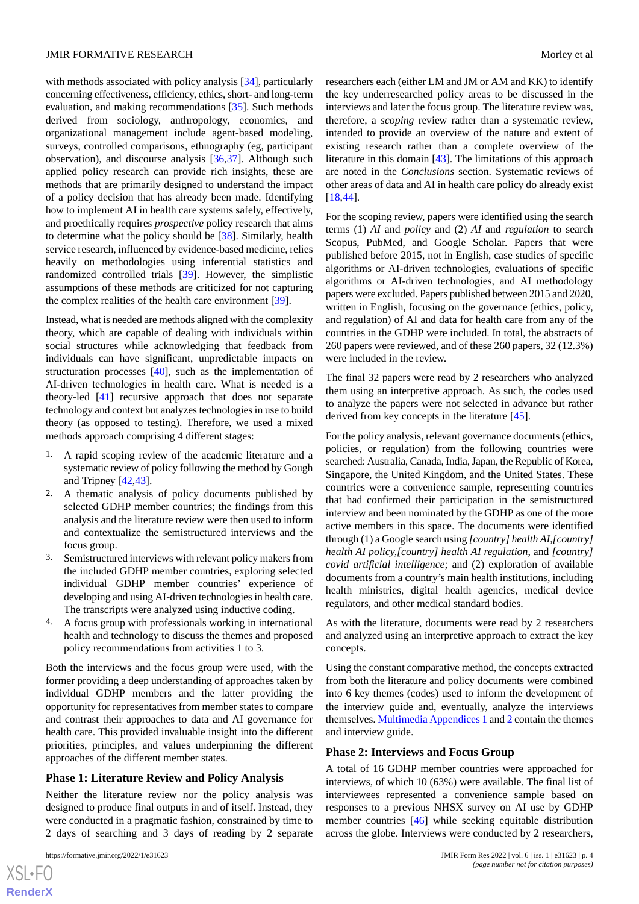with methods associated with policy analysis [34], particularly concerning effectiveness, efficiency, ethics, short- and long-term evaluation, and making recommendations [35]. Such methods derived from sociology, anthropology, economics, and organizational management include agent-based modeling, surveys, controlled comparisons, ethnography (eg, participant observation), and discourse analysis [36,37]. Although such applied policy research can provide rich insights, these are methods that are primarily designed to understand the impact of a policy decision that has already been made. Identifying how to implement AI in health care systems safely, effectively, and proethically requires *prospective* policy research that aims to determine what the policy should be [38]. Similarly, health service research, influenced by evidence-based medicine, relies heavily on methodologies using inferential statistics and randomized controlled trials [39]. However, the simplistic assumptions of these methods are criticized for not capturing the complex realities of the health care environment [39].

Instead, what is needed are methods aligned with the complexity theory, which are capable of dealing with individuals within social structures while acknowledging that feedback from individuals can have significant, unpredictable impacts on structuration processes [40], such as the implementation of AI-driven technologies in health care. What is needed is a theory-led [41] recursive approach that does not separate technology and context but analyzes technologies in use to build theory (as opposed to testing). Therefore, we used a mixed methods approach comprising 4 different stages:

1. A rapid scoping review of the academic literature and a systematic review of policy following the method by Gough and Tripney [42,43].
2. A thematic analysis of policy documents published by selected GDHP member countries; the findings from this analysis and the literature review were then used to inform and contextualize the semistructured interviews and the focus group.
3. Semistructured interviews with relevant policy makers from the included GDHP member countries, exploring selected individual GDHP member countries' experience of developing and using AI-driven technologies in health care. The transcripts were analyzed using inductive coding.
4. A focus group with professionals working in international health and technology to discuss the themes and proposed policy recommendations from activities 1 to 3.

Both the interviews and the focus group were used, with the former providing a deep understanding of approaches taken by individual GDHP members and the latter providing the opportunity for representatives from member states to compare and contrast their approaches to data and AI governance for health care. This provided invaluable insight into the different priorities, principles, and values underpinning the different approaches of the different member states.

### Phase 1: Literature Review and Policy Analysis

Neither the literature review nor the policy analysis was designed to produce final outputs in and of itself. Instead, they were conducted in a pragmatic fashion, constrained by time to 2 days of searching and 3 days of reading by 2 separate researchers each (either LM and JM or AM and KK) to identify the key underresearched policy areas to be discussed in the interviews and later the focus group. The literature review was, therefore, a *scoping* review rather than a systematic review, intended to provide an overview of the nature and extent of existing research rather than a complete overview of the literature in this domain [43]. The limitations of this approach are noted in the *Conclusions* section. Systematic reviews of other areas of data and AI in health care policy do already exist [18,44].

For the scoping review, papers were identified using the search terms (1) *AI* and *policy* and (2) *AI* and *regulation* to search Scopus, PubMed, and Google Scholar. Papers that were published before 2015, not in English, case studies of specific algorithms or AI-driven technologies, evaluations of specific algorithms or AI-driven technologies, and AI methodology papers were excluded. Papers published between 2015 and 2020, written in English, focusing on the governance (ethics, policy, and regulation) of AI and data for health care from any of the countries in the GDHP were included. In total, the abstracts of 260 papers were reviewed, and of these 260 papers, 32 (12.3%) were included in the review.

The final 32 papers were read by 2 researchers who analyzed them using an interpretive approach. As such, the codes used to analyze the papers were not selected in advance but rather derived from key concepts in the literature [45].

For the policy analysis, relevant governance documents (ethics, policies, or regulation) from the following countries were searched: Australia, Canada, India, Japan, the Republic of Korea, Singapore, the United Kingdom, and the United States. These countries were a convenience sample, representing countries that had confirmed their participation in the semistructured interview and been nominated by the GDHP as one of the more active members in this space. The documents were identified through (1) a Google search using *[country] health AI,[country] health AI policy,[country] health AI regulation,* and *[country] covid artificial intelligence*; and (2) exploration of available documents from a country's main health institutions, including health ministries, digital health agencies, medical device regulators, and other medical standard bodies.

As with the literature, documents were read by 2 researchers and analyzed using an interpretive approach to extract the key concepts.

Using the constant comparative method, the concepts extracted from both the literature and policy documents were combined into 6 key themes (codes) used to inform the development of the interview guide and, eventually, analyze the interviews themselves. Multimedia Appendices 1 and 2 contain the themes and interview guide.

### Phase 2: Interviews and Focus Group

A total of 16 GDHP member countries were approached for interviews, of which 10 (63%) were available. The final list of interviewees represented a convenience sample based on responses to a previous NHSX survey on AI use by GDHP member countries [46] while seeking equitable distribution across the globe. Interviews were conducted by 2 researchers,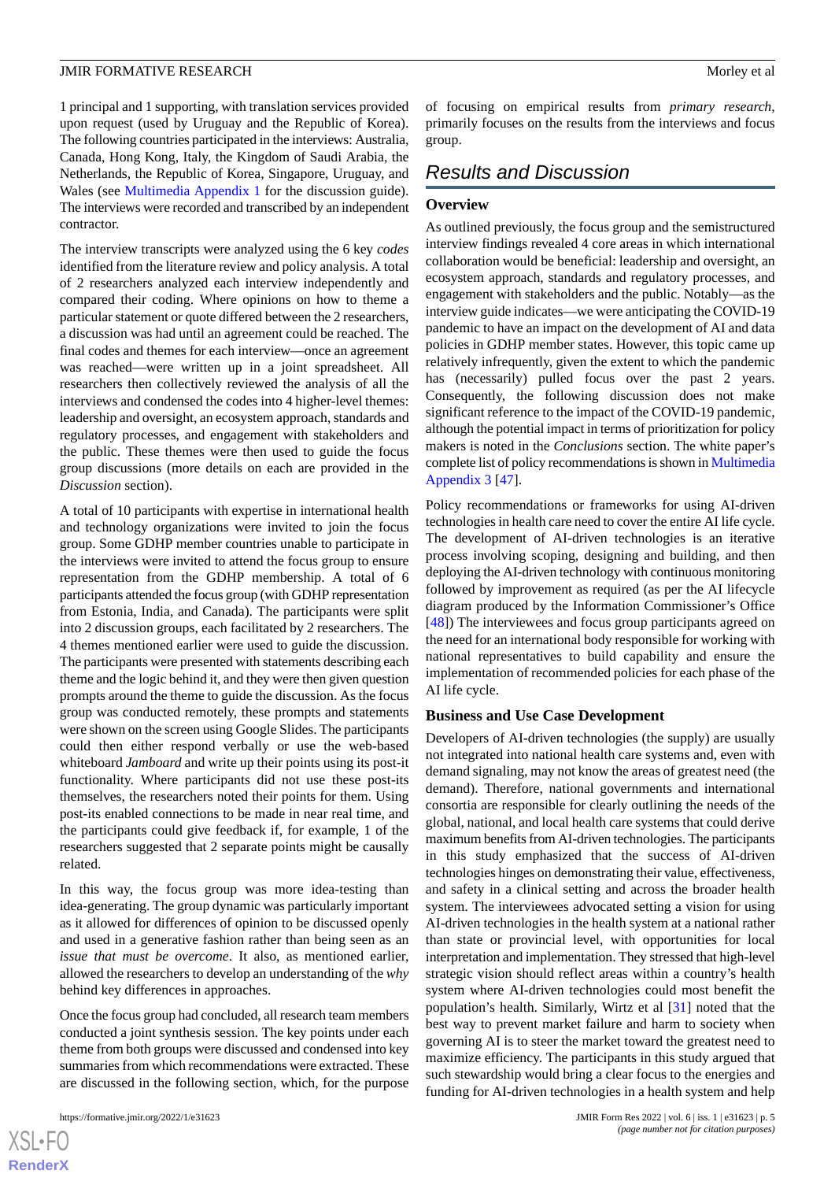1 principal and 1 supporting, with translation services provided upon request (used by Uruguay and the Republic of Korea). The following countries participated in the interviews: Australia, Canada, Hong Kong, Italy, the Kingdom of Saudi Arabia, the Netherlands, the Republic of Korea, Singapore, Uruguay, and Wales (see Multimedia Appendix 1 for the discussion guide). The interviews were recorded and transcribed by an independent contractor.

The interview transcripts were analyzed using the 6 key *codes* identified from the literature review and policy analysis. A total of 2 researchers analyzed each interview independently and compared their coding. Where opinions on how to theme a particular statement or quote differed between the 2 researchers, a discussion was had until an agreement could be reached. The final codes and themes for each interview—once an agreement was reached—were written up in a joint spreadsheet. All researchers then collectively reviewed the analysis of all the interviews and condensed the codes into 4 higher-level themes: leadership and oversight, an ecosystem approach, standards and regulatory processes, and engagement with stakeholders and the public. These themes were then used to guide the focus group discussions (more details on each are provided in the *Discussion* section).

A total of 10 participants with expertise in international health and technology organizations were invited to join the focus group. Some GDHP member countries unable to participate in the interviews were invited to attend the focus group to ensure representation from the GDHP membership. A total of 6 participants attended the focus group (with GDHP representation from Estonia, India, and Canada). The participants were split into 2 discussion groups, each facilitated by 2 researchers. The 4 themes mentioned earlier were used to guide the discussion. The participants were presented with statements describing each theme and the logic behind it, and they were then given question prompts around the theme to guide the discussion. As the focus group was conducted remotely, these prompts and statements were shown on the screen using Google Slides. The participants could then either respond verbally or use the web-based whiteboard *Jamboard* and write up their points using its post-it functionality. Where participants did not use these post-its themselves, the researchers noted their points for them. Using post-its enabled connections to be made in near real time, and the participants could give feedback if, for example, 1 of the researchers suggested that 2 separate points might be causally related.

In this way, the focus group was more idea-testing than idea-generating. The group dynamic was particularly important as it allowed for differences of opinion to be discussed openly and used in a generative fashion rather than being seen as an *issue that must be overcome*. It also, as mentioned earlier, allowed the researchers to develop an understanding of the *why* behind key differences in approaches.

Once the focus group had concluded, all research team members conducted a joint synthesis session. The key points under each theme from both groups were discussed and condensed into key summaries from which recommendations were extracted. These are discussed in the following section, which, for the purpose of focusing on empirical results from *primary research*, primarily focuses on the results from the interviews and focus group.

## Results and Discussion

### Overview

As outlined previously, the focus group and the semistructured interview findings revealed 4 core areas in which international collaboration would be beneficial: leadership and oversight, an ecosystem approach, standards and regulatory processes, and engagement with stakeholders and the public. Notably—as the interview guide indicates—we were anticipating the COVID-19 pandemic to have an impact on the development of AI and data policies in GDHP member states. However, this topic came up relatively infrequently, given the extent to which the pandemic has (necessarily) pulled focus over the past 2 years. Consequently, the following discussion does not make significant reference to the impact of the COVID-19 pandemic, although the potential impact in terms of prioritization for policy makers is noted in the *Conclusions* section. The white paper's complete list of policy recommendations is shown in Multimedia Appendix 3 [47].

Policy recommendations or frameworks for using AI-driven technologies in health care need to cover the entire AI life cycle. The development of AI-driven technologies is an iterative process involving scoping, designing and building, and then deploying the AI-driven technology with continuous monitoring followed by improvement as required (as per the AI lifecycle diagram produced by the Information Commissioner's Office [48]) The interviewees and focus group participants agreed on the need for an international body responsible for working with national representatives to build capability and ensure the implementation of recommended policies for each phase of the AI life cycle.

### Business and Use Case Development

Developers of AI-driven technologies (the supply) are usually not integrated into national health care systems and, even with demand signaling, may not know the areas of greatest need (the demand). Therefore, national governments and international consortia are responsible for clearly outlining the needs of the global, national, and local health care systems that could derive maximum benefits from AI-driven technologies. The participants in this study emphasized that the success of AI-driven technologies hinges on demonstrating their value, effectiveness, and safety in a clinical setting and across the broader health system. The interviewees advocated setting a vision for using AI-driven technologies in the health system at a national rather than state or provincial level, with opportunities for local interpretation and implementation. They stressed that high-level strategic vision should reflect areas within a country's health system where AI-driven technologies could most benefit the population's health. Similarly, Wirtz et al [31] noted that the best way to prevent market failure and harm to society when governing AI is to steer the market toward the greatest need to maximize efficiency. The participants in this study argued that such stewardship would bring a clear focus to the energies and funding for AI-driven technologies in a health system and help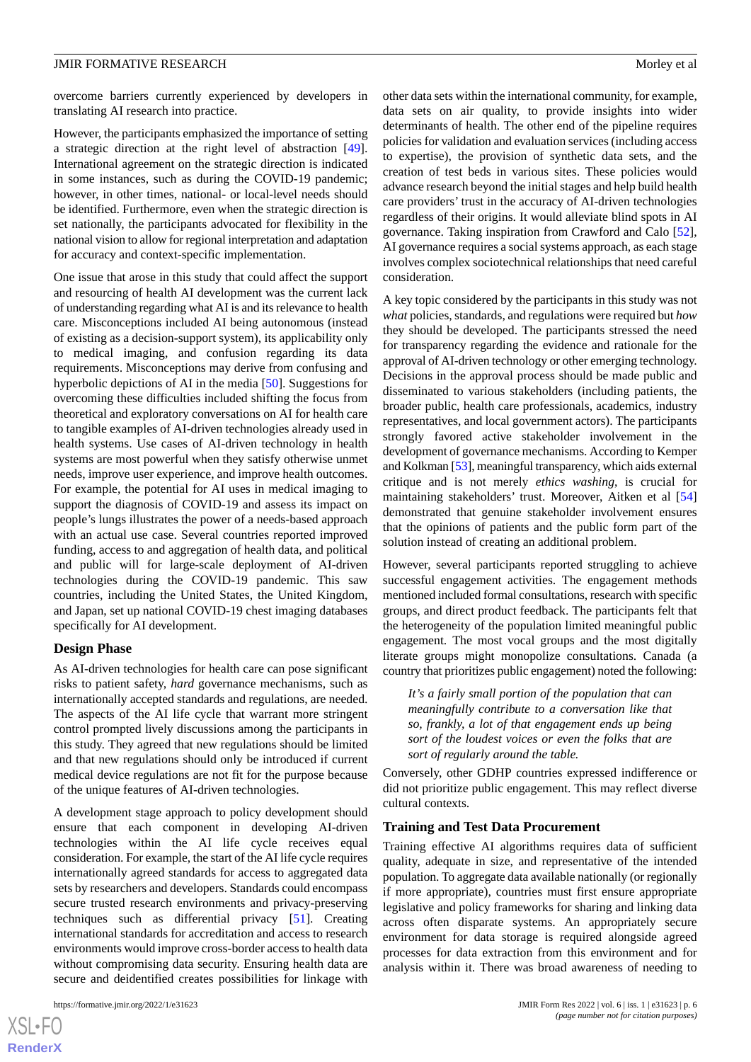overcome barriers currently experienced by developers in translating AI research into practice.

However, the participants emphasized the importance of setting a strategic direction at the right level of abstraction [49]. International agreement on the strategic direction is indicated in some instances, such as during the COVID-19 pandemic; however, in other times, national- or local-level needs should be identified. Furthermore, even when the strategic direction is set nationally, the participants advocated for flexibility in the national vision to allow for regional interpretation and adaptation for accuracy and context-specific implementation.

One issue that arose in this study that could affect the support and resourcing of health AI development was the current lack of understanding regarding what AI is and its relevance to health care. Misconceptions included AI being autonomous (instead of existing as a decision-support system), its applicability only to medical imaging, and confusion regarding its data requirements. Misconceptions may derive from confusing and hyperbolic depictions of AI in the media [50]. Suggestions for overcoming these difficulties included shifting the focus from theoretical and exploratory conversations on AI for health care to tangible examples of AI-driven technologies already used in health systems. Use cases of AI-driven technology in health systems are most powerful when they satisfy otherwise unmet needs, improve user experience, and improve health outcomes. For example, the potential for AI uses in medical imaging to support the diagnosis of COVID-19 and assess its impact on people's lungs illustrates the power of a needs-based approach with an actual use case. Several countries reported improved funding, access to and aggregation of health data, and political and public will for large-scale deployment of AI-driven technologies during the COVID-19 pandemic. This saw countries, including the United States, the United Kingdom, and Japan, set up national COVID-19 chest imaging databases specifically for AI development.

### Design Phase

As AI-driven technologies for health care can pose significant risks to patient safety, *hard* governance mechanisms, such as internationally accepted standards and regulations, are needed. The aspects of the AI life cycle that warrant more stringent control prompted lively discussions among the participants in this study. They agreed that new regulations should be limited and that new regulations should only be introduced if current medical device regulations are not fit for the purpose because of the unique features of AI-driven technologies.

A development stage approach to policy development should ensure that each component in developing AI-driven technologies within the AI life cycle receives equal consideration. For example, the start of the AI life cycle requires internationally agreed standards for access to aggregated data sets by researchers and developers. Standards could encompass secure trusted research environments and privacy-preserving techniques such as differential privacy [51]. Creating international standards for accreditation and access to research environments would improve cross-border access to health data without compromising data security. Ensuring health data are secure and deidentified creates possibilities for linkage with other data sets within the international community, for example, data sets on air quality, to provide insights into wider determinants of health. The other end of the pipeline requires policies for validation and evaluation services (including access to expertise), the provision of synthetic data sets, and the creation of test beds in various sites. These policies would advance research beyond the initial stages and help build health care providers' trust in the accuracy of AI-driven technologies regardless of their origins. It would alleviate blind spots in AI governance. Taking inspiration from Crawford and Calo [52], AI governance requires a social systems approach, as each stage involves complex sociotechnical relationships that need careful consideration.

A key topic considered by the participants in this study was not *what* policies, standards, and regulations were required but *how* they should be developed. The participants stressed the need for transparency regarding the evidence and rationale for the approval of AI-driven technology or other emerging technology. Decisions in the approval process should be made public and disseminated to various stakeholders (including patients, the broader public, health care professionals, academics, industry representatives, and local government actors). The participants strongly favored active stakeholder involvement in the development of governance mechanisms. According to Kemper and Kolkman [53], meaningful transparency, which aids external critique and is not merely *ethics washing*, is crucial for maintaining stakeholders' trust. Moreover, Aitken et al [54] demonstrated that genuine stakeholder involvement ensures that the opinions of patients and the public form part of the solution instead of creating an additional problem.

However, several participants reported struggling to achieve successful engagement activities. The engagement methods mentioned included formal consultations, research with specific groups, and direct product feedback. The participants felt that the heterogeneity of the population limited meaningful public engagement. The most vocal groups and the most digitally literate groups might monopolize consultations. Canada (a country that prioritizes public engagement) noted the following:

> *It's a fairly small portion of the population that can meaningfully contribute to a conversation like that so, frankly, a lot of that engagement ends up being sort of the loudest voices or even the folks that are sort of regularly around the table.*

Conversely, other GDHP countries expressed indifference or did not prioritize public engagement. This may reflect diverse cultural contexts.

### Training and Test Data Procurement

Training effective AI algorithms requires data of sufficient quality, adequate in size, and representative of the intended population. To aggregate data available nationally (or regionally if more appropriate), countries must first ensure appropriate legislative and policy frameworks for sharing and linking data across often disparate systems. An appropriately secure environment for data storage is required alongside agreed processes for data extraction from this environment and for analysis within it. There was broad awareness of needing to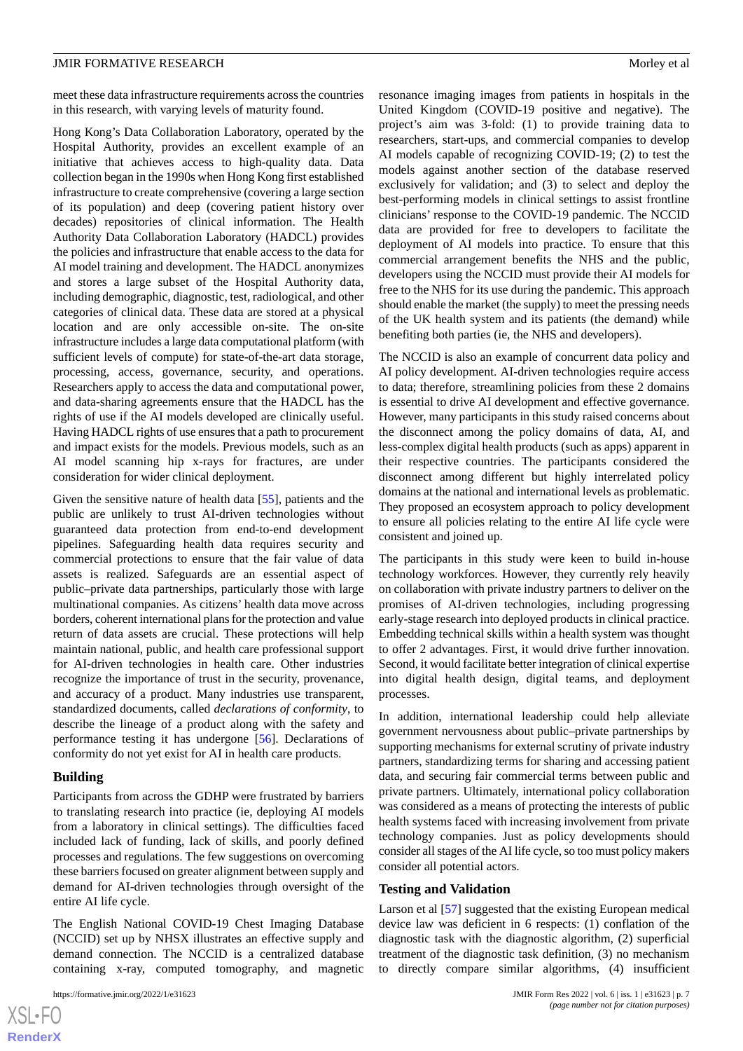meet these data infrastructure requirements across the countries in this research, with varying levels of maturity found.

Hong Kong's Data Collaboration Laboratory, operated by the Hospital Authority, provides an excellent example of an initiative that achieves access to high-quality data. Data collection began in the 1990s when Hong Kong first established infrastructure to create comprehensive (covering a large section of its population) and deep (covering patient history over decades) repositories of clinical information. The Health Authority Data Collaboration Laboratory (HADCL) provides the policies and infrastructure that enable access to the data for AI model training and development. The HADCL anonymizes and stores a large subset of the Hospital Authority data, including demographic, diagnostic, test, radiological, and other categories of clinical data. These data are stored at a physical location and are only accessible on-site. The on-site infrastructure includes a large data computational platform (with sufficient levels of compute) for state-of-the-art data storage, processing, access, governance, security, and operations. Researchers apply to access the data and computational power, and data-sharing agreements ensure that the HADCL has the rights of use if the AI models developed are clinically useful. Having HADCL rights of use ensures that a path to procurement and impact exists for the models. Previous models, such as an AI model scanning hip x-rays for fractures, are under consideration for wider clinical deployment.

Given the sensitive nature of health data [55], patients and the public are unlikely to trust AI-driven technologies without guaranteed data protection from end-to-end development pipelines. Safeguarding health data requires security and commercial protections to ensure that the fair value of data assets is realized. Safeguards are an essential aspect of public–private data partnerships, particularly those with large multinational companies. As citizens' health data move across borders, coherent international plans for the protection and value return of data assets are crucial. These protections will help maintain national, public, and health care professional support for AI-driven technologies in health care. Other industries recognize the importance of trust in the security, provenance, and accuracy of a product. Many industries use transparent, standardized documents, called *declarations of conformity*, to describe the lineage of a product along with the safety and performance testing it has undergone [56]. Declarations of conformity do not yet exist for AI in health care products.

### Building

Participants from across the GDHP were frustrated by barriers to translating research into practice (ie, deploying AI models from a laboratory in clinical settings). The difficulties faced included lack of funding, lack of skills, and poorly defined processes and regulations. The few suggestions on overcoming these barriers focused on greater alignment between supply and demand for AI-driven technologies through oversight of the entire AI life cycle.

The English National COVID-19 Chest Imaging Database (NCCID) set up by NHSX illustrates an effective supply and demand connection. The NCCID is a centralized database containing x-ray, computed tomography, and magnetic resonance imaging images from patients in hospitals in the United Kingdom (COVID-19 positive and negative). The project's aim was 3-fold: (1) to provide training data to researchers, start-ups, and commercial companies to develop AI models capable of recognizing COVID-19; (2) to test the models against another section of the database reserved exclusively for validation; and (3) to select and deploy the best-performing models in clinical settings to assist frontline clinicians' response to the COVID-19 pandemic. The NCCID data are provided for free to developers to facilitate the deployment of AI models into practice. To ensure that this commercial arrangement benefits the NHS and the public, developers using the NCCID must provide their AI models for free to the NHS for its use during the pandemic. This approach should enable the market (the supply) to meet the pressing needs of the UK health system and its patients (the demand) while benefiting both parties (ie, the NHS and developers).

The NCCID is also an example of concurrent data policy and AI policy development. AI-driven technologies require access to data; therefore, streamlining policies from these 2 domains is essential to drive AI development and effective governance. However, many participants in this study raised concerns about the disconnect among the policy domains of data, AI, and less-complex digital health products (such as apps) apparent in their respective countries. The participants considered the disconnect among different but highly interrelated policy domains at the national and international levels as problematic. They proposed an ecosystem approach to policy development to ensure all policies relating to the entire AI life cycle were consistent and joined up.

The participants in this study were keen to build in-house technology workforces. However, they currently rely heavily on collaboration with private industry partners to deliver on the promises of AI-driven technologies, including progressing early-stage research into deployed products in clinical practice. Embedding technical skills within a health system was thought to offer 2 advantages. First, it would drive further innovation. Second, it would facilitate better integration of clinical expertise into digital health design, digital teams, and deployment processes.

In addition, international leadership could help alleviate government nervousness about public–private partnerships by supporting mechanisms for external scrutiny of private industry partners, standardizing terms for sharing and accessing patient data, and securing fair commercial terms between public and private partners. Ultimately, international policy collaboration was considered as a means of protecting the interests of public health systems faced with increasing involvement from private technology companies. Just as policy developments should consider all stages of the AI life cycle, so too must policy makers consider all potential actors.

### Testing and Validation

Larson et al [57] suggested that the existing European medical device law was deficient in 6 respects: (1) conflation of the diagnostic task with the diagnostic algorithm, (2) superficial treatment of the diagnostic task definition, (3) no mechanism to directly compare similar algorithms, (4) insufficient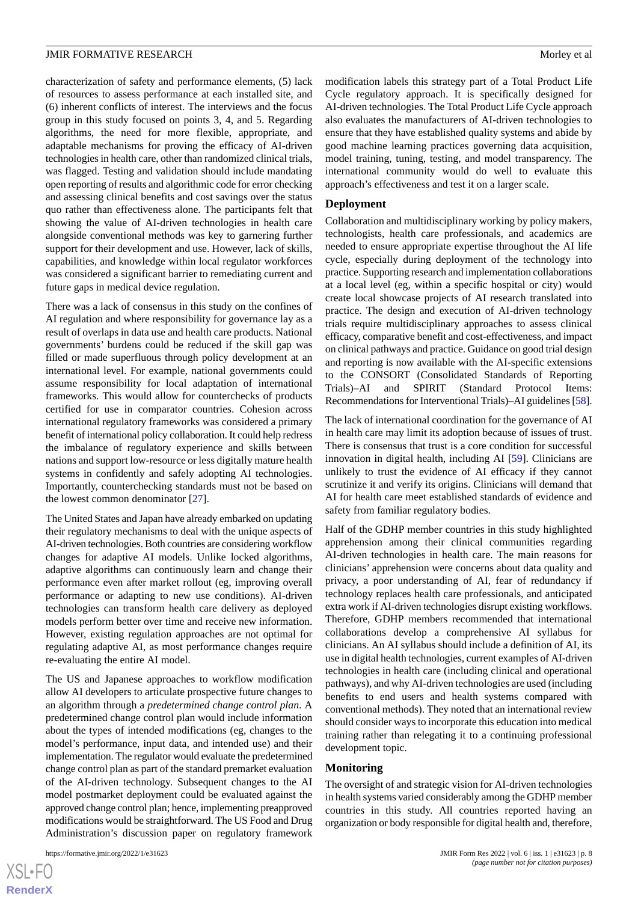characterization of safety and performance elements, (5) lack of resources to assess performance at each installed site, and (6) inherent conflicts of interest. The interviews and the focus group in this study focused on points 3, 4, and 5. Regarding algorithms, the need for more flexible, appropriate, and adaptable mechanisms for proving the efficacy of AI-driven technologies in health care, other than randomized clinical trials, was flagged. Testing and validation should include mandating open reporting of results and algorithmic code for error checking and assessing clinical benefits and cost savings over the status quo rather than effectiveness alone. The participants felt that showing the value of AI-driven technologies in health care alongside conventional methods was key to garnering further support for their development and use. However, lack of skills, capabilities, and knowledge within local regulator workforces was considered a significant barrier to remediating current and future gaps in medical device regulation.

There was a lack of consensus in this study on the confines of AI regulation and where responsibility for governance lay as a result of overlaps in data use and health care products. National governments' burdens could be reduced if the skill gap was filled or made superfluous through policy development at an international level. For example, national governments could assume responsibility for local adaptation of international frameworks. This would allow for counterchecks of products certified for use in comparator countries. Cohesion across international regulatory frameworks was considered a primary benefit of international policy collaboration. It could help redress the imbalance of regulatory experience and skills between nations and support low-resource or less digitally mature health systems in confidently and safely adopting AI technologies. Importantly, counterchecking standards must not be based on the lowest common denominator [27].

The United States and Japan have already embarked on updating their regulatory mechanisms to deal with the unique aspects of AI-driven technologies. Both countries are considering workflow changes for adaptive AI models. Unlike locked algorithms, adaptive algorithms can continuously learn and change their performance even after market rollout (eg, improving overall performance or adapting to new use conditions). AI-driven technologies can transform health care delivery as deployed models perform better over time and receive new information. However, existing regulation approaches are not optimal for regulating adaptive AI, as most performance changes require re-evaluating the entire AI model.

The US and Japanese approaches to workflow modification allow AI developers to articulate prospective future changes to an algorithm through a *predetermined change control plan*. A predetermined change control plan would include information about the types of intended modifications (eg, changes to the model's performance, input data, and intended use) and their implementation. The regulator would evaluate the predetermined change control plan as part of the standard premarket evaluation of the AI-driven technology. Subsequent changes to the AI model postmarket deployment could be evaluated against the approved change control plan; hence, implementing preapproved modifications would be straightforward. The US Food and Drug Administration's discussion paper on regulatory framework modification labels this strategy part of a Total Product Life Cycle regulatory approach. It is specifically designed for AI-driven technologies. The Total Product Life Cycle approach also evaluates the manufacturers of AI-driven technologies to ensure that they have established quality systems and abide by good machine learning practices governing data acquisition, model training, tuning, testing, and model transparency. The international community would do well to evaluate this approach's effectiveness and test it on a larger scale.

### Deployment

Collaboration and multidisciplinary working by policy makers, technologists, health care professionals, and academics are needed to ensure appropriate expertise throughout the AI life cycle, especially during deployment of the technology into practice. Supporting research and implementation collaborations at a local level (eg, within a specific hospital or city) would create local showcase projects of AI research translated into practice. The design and execution of AI-driven technology trials require multidisciplinary approaches to assess clinical efficacy, comparative benefit and cost-effectiveness, and impact on clinical pathways and practice. Guidance on good trial design and reporting is now available with the AI-specific extensions to the CONSORT (Consolidated Standards of Reporting Trials)–AI and SPIRIT (Standard Protocol Items: Recommendations for Interventional Trials)–AI guidelines [58].

The lack of international coordination for the governance of AI in health care may limit its adoption because of issues of trust. There is consensus that trust is a core condition for successful innovation in digital health, including AI [59]. Clinicians are unlikely to trust the evidence of AI efficacy if they cannot scrutinize it and verify its origins. Clinicians will demand that AI for health care meet established standards of evidence and safety from familiar regulatory bodies.

Half of the GDHP member countries in this study highlighted apprehension among their clinical communities regarding AI-driven technologies in health care. The main reasons for clinicians' apprehension were concerns about data quality and privacy, a poor understanding of AI, fear of redundancy if technology replaces health care professionals, and anticipated extra work if AI-driven technologies disrupt existing workflows. Therefore, GDHP members recommended that international collaborations develop a comprehensive AI syllabus for clinicians. An AI syllabus should include a definition of AI, its use in digital health technologies, current examples of AI-driven technologies in health care (including clinical and operational pathways), and why AI-driven technologies are used (including benefits to end users and health systems compared with conventional methods). They noted that an international review should consider ways to incorporate this education into medical training rather than relegating it to a continuing professional development topic.

### Monitoring

The oversight of and strategic vision for AI-driven technologies in health systems varied considerably among the GDHP member countries in this study. All countries reported having an organization or body responsible for digital health and, therefore,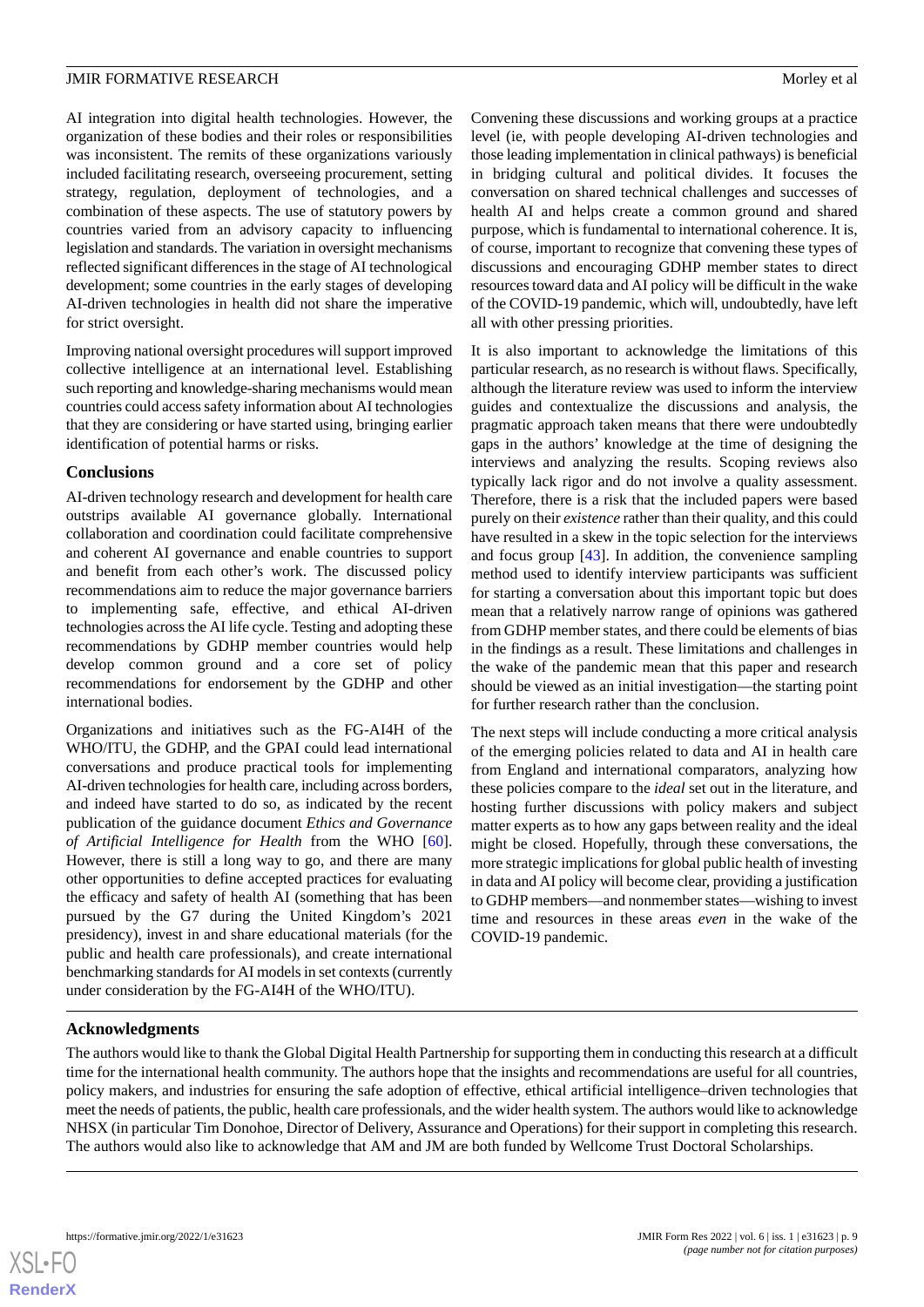AI integration into digital health technologies. However, the organization of these bodies and their roles or responsibilities was inconsistent. The remits of these organizations variously included facilitating research, overseeing procurement, setting strategy, regulation, deployment of technologies, and a combination of these aspects. The use of statutory powers by countries varied from an advisory capacity to influencing legislation and standards. The variation in oversight mechanisms reflected significant differences in the stage of AI technological development; some countries in the early stages of developing AI-driven technologies in health did not share the imperative for strict oversight.

Improving national oversight procedures will support improved collective intelligence at an international level. Establishing such reporting and knowledge-sharing mechanisms would mean countries could access safety information about AI technologies that they are considering or have started using, bringing earlier identification of potential harms or risks.

### Conclusions

AI-driven technology research and development for health care outstrips available AI governance globally. International collaboration and coordination could facilitate comprehensive and coherent AI governance and enable countries to support and benefit from each other's work. The discussed policy recommendations aim to reduce the major governance barriers to implementing safe, effective, and ethical AI-driven technologies across the AI life cycle. Testing and adopting these recommendations by GDHP member countries would help develop common ground and a core set of policy recommendations for endorsement by the GDHP and other international bodies.

Organizations and initiatives such as the FG-AI4H of the WHO/ITU, the GDHP, and the GPAI could lead international conversations and produce practical tools for implementing AI-driven technologies for health care, including across borders, and indeed have started to do so, as indicated by the recent publication of the guidance document *Ethics and Governance of Artificial Intelligence for Health* from the WHO [60]. However, there is still a long way to go, and there are many other opportunities to define accepted practices for evaluating the efficacy and safety of health AI (something that has been pursued by the G7 during the United Kingdom's 2021 presidency), invest in and share educational materials (for the public and health care professionals), and create international benchmarking standards for AI models in set contexts (currently under consideration by the FG-AI4H of the WHO/ITU).

Convening these discussions and working groups at a practice level (ie, with people developing AI-driven technologies and those leading implementation in clinical pathways) is beneficial in bridging cultural and political divides. It focuses the conversation on shared technical challenges and successes of health AI and helps create a common ground and shared purpose, which is fundamental to international coherence. It is, of course, important to recognize that convening these types of discussions and encouraging GDHP member states to direct resources toward data and AI policy will be difficult in the wake of the COVID-19 pandemic, which will, undoubtedly, have left all with other pressing priorities.

It is also important to acknowledge the limitations of this particular research, as no research is without flaws. Specifically, although the literature review was used to inform the interview guides and contextualize the discussions and analysis, the pragmatic approach taken means that there were undoubtedly gaps in the authors' knowledge at the time of designing the interviews and analyzing the results. Scoping reviews also typically lack rigor and do not involve a quality assessment. Therefore, there is a risk that the included papers were based purely on their *existence* rather than their quality, and this could have resulted in a skew in the topic selection for the interviews and focus group [43]. In addition, the convenience sampling method used to identify interview participants was sufficient for starting a conversation about this important topic but does mean that a relatively narrow range of opinions was gathered from GDHP member states, and there could be elements of bias in the findings as a result. These limitations and challenges in the wake of the pandemic mean that this paper and research should be viewed as an initial investigation—the starting point for further research rather than the conclusion.

The next steps will include conducting a more critical analysis of the emerging policies related to data and AI in health care from England and international comparators, analyzing how these policies compare to the *ideal* set out in the literature, and hosting further discussions with policy makers and subject matter experts as to how any gaps between reality and the ideal might be closed. Hopefully, through these conversations, the more strategic implications for global public health of investing in data and AI policy will become clear, providing a justification to GDHP members—and nonmember states—wishing to invest time and resources in these areas *even* in the wake of the COVID-19 pandemic.

## Acknowledgments

The authors would like to thank the Global Digital Health Partnership for supporting them in conducting this research at a difficult time for the international health community. The authors hope that the insights and recommendations are useful for all countries, policy makers, and industries for ensuring the safe adoption of effective, ethical artificial intelligence–driven technologies that meet the needs of patients, the public, health care professionals, and the wider health system. The authors would like to acknowledge NHSX (in particular Tim Donohoe, Director of Delivery, Assurance and Operations) for their support in completing this research. The authors would also like to acknowledge that AM and JM are both funded by Wellcome Trust Doctoral Scholarships.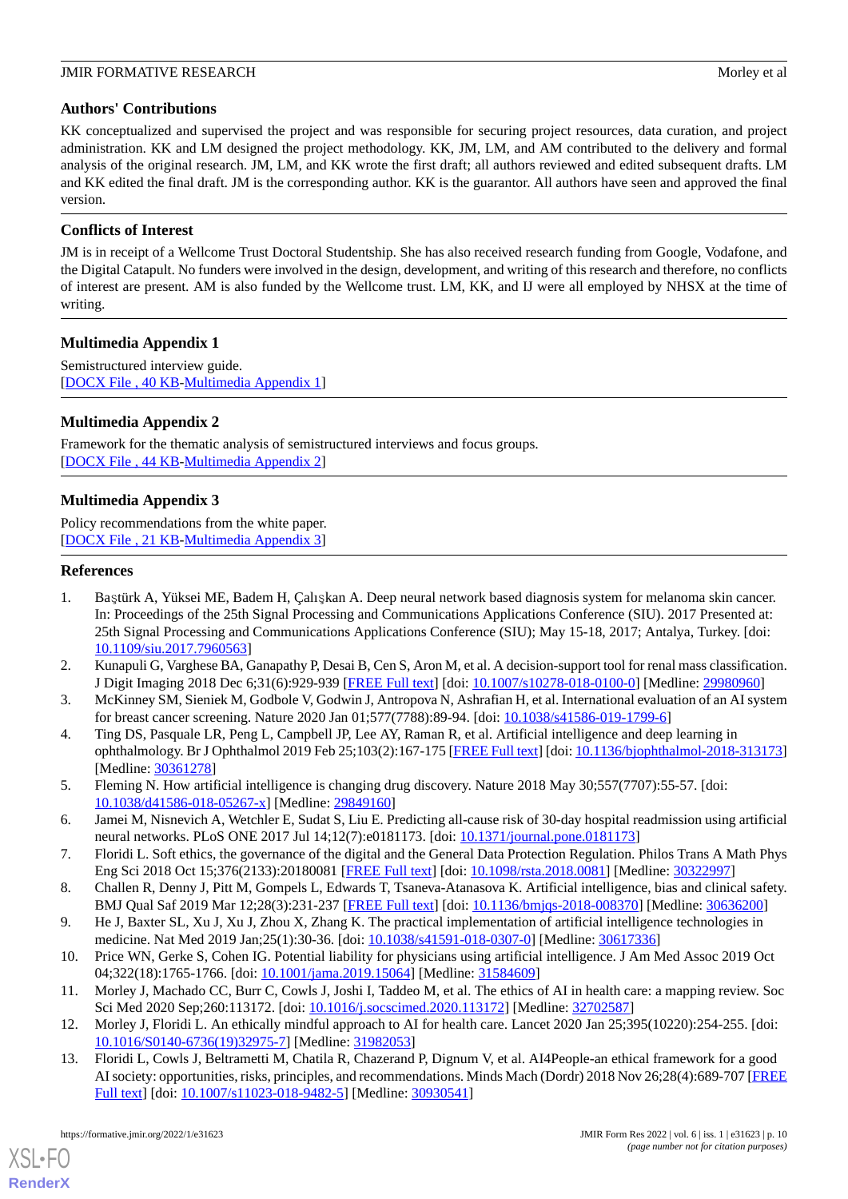## Authors' Contributions

KK conceptualized and supervised the project and was responsible for securing project resources, data curation, and project administration. KK and LM designed the project methodology. KK, JM, LM, and AM contributed to the delivery and formal analysis of the original research. JM, LM, and KK wrote the first draft; all authors reviewed and edited subsequent drafts. LM and KK edited the final draft. JM is the corresponding author. KK is the guarantor. All authors have seen and approved the final version.

## Conflicts of Interest

JM is in receipt of a Wellcome Trust Doctoral Studentship. She has also received research funding from Google, Vodafone, and the Digital Catapult. No funders were involved in the design, development, and writing of this research and therefore, no conflicts of interest are present. AM is also funded by the Wellcome trust. LM, KK, and IJ were all employed by NHSX at the time of writing.

## Multimedia Appendix 1

Semistructured interview guide.
[DOCX File , 40 KB-Multimedia Appendix 1]

## Multimedia Appendix 2

Framework for the thematic analysis of semistructured interviews and focus groups.
[DOCX File , 44 KB-Multimedia Appendix 2]

## Multimedia Appendix 3

Policy recommendations from the white paper.
[DOCX File , 21 KB-Multimedia Appendix 3]

## References

1. Baştürk A, Yüksei ME, Badem H, Çalışkan A. Deep neural network based diagnosis system for melanoma skin cancer. In: Proceedings of the 25th Signal Processing and Communications Applications Conference (SIU). 2017 Presented at: 25th Signal Processing and Communications Applications Conference (SIU); May 15-18, 2017; Antalya, Turkey. [doi: 10.1109/siu.2017.7960563]
2. Kunapuli G, Varghese BA, Ganapathy P, Desai B, Cen S, Aron M, et al. A decision-support tool for renal mass classification. J Digit Imaging 2018 Dec 6;31(6):929-939 [FREE Full text] [doi: 10.1007/s10278-018-0100-0] [Medline: 29980960]
3. McKinney SM, Sieniek M, Godbole V, Godwin J, Antropova N, Ashrafian H, et al. International evaluation of an AI system for breast cancer screening. Nature 2020 Jan 01;577(7788):89-94. [doi: 10.1038/s41586-019-1799-6]
4. Ting DS, Pasquale LR, Peng L, Campbell JP, Lee AY, Raman R, et al. Artificial intelligence and deep learning in ophthalmology. Br J Ophthalmol 2019 Feb 25;103(2):167-175 [FREE Full text] [doi: 10.1136/bjophthalmol-2018-313173] [Medline: 30361278]
5. Fleming N. How artificial intelligence is changing drug discovery. Nature 2018 May 30;557(7707):55-57. [doi: 10.1038/d41586-018-05267-x] [Medline: 29849160]
6. Jamei M, Nisnevich A, Wetchler E, Sudat S, Liu E. Predicting all-cause risk of 30-day hospital readmission using artificial neural networks. PLoS ONE 2017 Jul 14;12(7):e0181173. [doi: 10.1371/journal.pone.0181173]
7. Floridi L. Soft ethics, the governance of the digital and the General Data Protection Regulation. Philos Trans A Math Phys Eng Sci 2018 Oct 15;376(2133):20180081 [FREE Full text] [doi: 10.1098/rsta.2018.0081] [Medline: 30322997]
8. Challen R, Denny J, Pitt M, Gompels L, Edwards T, Tsaneva-Atanasova K. Artificial intelligence, bias and clinical safety. BMJ Qual Saf 2019 Mar 12;28(3):231-237 [FREE Full text] [doi: 10.1136/bmjqs-2018-008370] [Medline: 30636200]
9. He J, Baxter SL, Xu J, Xu J, Zhou X, Zhang K. The practical implementation of artificial intelligence technologies in medicine. Nat Med 2019 Jan;25(1):30-36. [doi: 10.1038/s41591-018-0307-0] [Medline: 30617336]
10. Price WN, Gerke S, Cohen IG. Potential liability for physicians using artificial intelligence. J Am Med Assoc 2019 Oct 04;322(18):1765-1766. [doi: 10.1001/jama.2019.15064] [Medline: 31584609]
11. Morley J, Machado CC, Burr C, Cowls J, Joshi I, Taddeo M, et al. The ethics of AI in health care: a mapping review. Soc Sci Med 2020 Sep;260:113172. [doi: 10.1016/j.socscimed.2020.113172] [Medline: 32702587]
12. Morley J, Floridi L. An ethically mindful approach to AI for health care. Lancet 2020 Jan 25;395(10220):254-255. [doi: 10.1016/S0140-6736(19)32975-7] [Medline: 31982053]
13. Floridi L, Cowls J, Beltrametti M, Chatila R, Chazerand P, Dignum V, et al. AI4People-an ethical framework for a good AI society: opportunities, risks, principles, and recommendations. Minds Mach (Dordr) 2018 Nov 26;28(4):689-707 [FREE Full text] [doi: 10.1007/s11023-018-9482-5] [Medline: 30930541]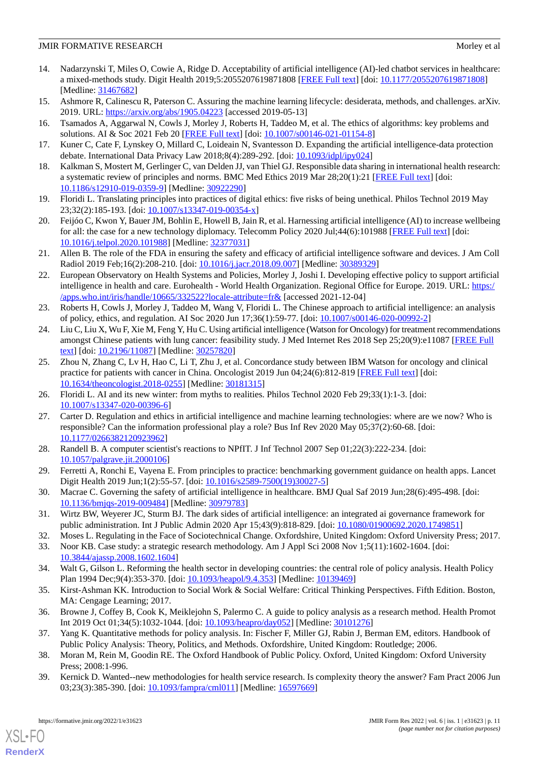14. Nadarzynski T, Miles O, Cowie A, Ridge D. Acceptability of artificial intelligence (AI)-led chatbot services in healthcare: a mixed-methods study. Digit Health 2019;5:2055207619871808 [FREE Full text] [doi: 10.1177/2055207619871808] [Medline: 31467682]
15. Ashmore R, Calinescu R, Paterson C. Assuring the machine learning lifecycle: desiderata, methods, and challenges. arXiv. 2019. URL: https://arxiv.org/abs/1905.04223 [accessed 2019-05-13]
16. Tsamados A, Aggarwal N, Cowls J, Morley J, Roberts H, Taddeo M, et al. The ethics of algorithms: key problems and solutions. AI & Soc 2021 Feb 20 [FREE Full text] [doi: 10.1007/s00146-021-01154-8]
17. Kuner C, Cate F, Lynskey O, Millard C, Loideain N, Svantesson D. Expanding the artificial intelligence-data protection debate. International Data Privacy Law 2018;8(4):289-292. [doi: 10.1093/idpl/ipy024]
18. Kalkman S, Mostert M, Gerlinger C, van Delden JJ, van Thiel GJ. Responsible data sharing in international health research: a systematic review of principles and norms. BMC Med Ethics 2019 Mar 28;20(1):21 [FREE Full text] [doi: 10.1186/s12910-019-0359-9] [Medline: 30922290]
19. Floridi L. Translating principles into practices of digital ethics: five risks of being unethical. Philos Technol 2019 May 23;32(2):185-193. [doi: 10.1007/s13347-019-00354-x]
20. Feijóo C, Kwon Y, Bauer JM, Bohlin E, Howell B, Jain R, et al. Harnessing artificial intelligence (AI) to increase wellbeing for all: the case for a new technology diplomacy. Telecomm Policy 2020 Jul;44(6):101988 [FREE Full text] [doi: 10.1016/j.telpol.2020.101988] [Medline: 32377031]
21. Allen B. The role of the FDA in ensuring the safety and efficacy of artificial intelligence software and devices. J Am Coll Radiol 2019 Feb;16(2):208-210. [doi: 10.1016/j.jacr.2018.09.007] [Medline: 30389329]
22. European Observatory on Health Systems and Policies, Morley J, Joshi I. Developing effective policy to support artificial intelligence in health and care. Eurohealth - World Health Organization. Regional Office for Europe. 2019. URL: https://apps.who.int/iris/handle/10665/332522?locale-attribute=fr& [accessed 2021-12-04]
23. Roberts H, Cowls J, Morley J, Taddeo M, Wang V, Floridi L. The Chinese approach to artificial intelligence: an analysis of policy, ethics, and regulation. AI Soc 2020 Jun 17;36(1):59-77. [doi: 10.1007/s00146-020-00992-2]
24. Liu C, Liu X, Wu F, Xie M, Feng Y, Hu C. Using artificial intelligence (Watson for Oncology) for treatment recommendations amongst Chinese patients with lung cancer: feasibility study. J Med Internet Res 2018 Sep 25;20(9):e11087 [FREE Full text] [doi: 10.2196/11087] [Medline: 30257820]
25. Zhou N, Zhang C, Lv H, Hao C, Li T, Zhu J, et al. Concordance study between IBM Watson for oncology and clinical practice for patients with cancer in China. Oncologist 2019 Jun 04;24(6):812-819 [FREE Full text] [doi: 10.1634/theoncologist.2018-0255] [Medline: 30181315]
26. Floridi L. AI and its new winter: from myths to realities. Philos Technol 2020 Feb 29;33(1):1-3. [doi: 10.1007/s13347-020-00396-6]
27. Carter D. Regulation and ethics in artificial intelligence and machine learning technologies: where are we now? Who is responsible? Can the information professional play a role? Bus Inf Rev 2020 May 05;37(2):60-68. [doi: 10.1177/0266382120923962]
28. Randell B. A computer scientist's reactions to NPfIT. J Inf Technol 2007 Sep 01;22(3):222-234. [doi: 10.1057/palgrave.jit.2000106]
29. Ferretti A, Ronchi E, Vayena E. From principles to practice: benchmarking government guidance on health apps. Lancet Digit Health 2019 Jun;1(2):55-57. [doi: 10.1016/s2589-7500(19)30027-5]
30. Macrae C. Governing the safety of artificial intelligence in healthcare. BMJ Qual Saf 2019 Jun;28(6):495-498. [doi: 10.1136/bmjqs-2019-009484] [Medline: 30979783]
31. Wirtz BW, Weyerer JC, Sturm BJ. The dark sides of artificial intelligence: an integrated ai governance framework for public administration. Int J Public Admin 2020 Apr 15;43(9):818-829. [doi: 10.1080/01900692.2020.1749851]
32. Moses L. Regulating in the Face of Sociotechnical Change. Oxfordshire, United Kingdom: Oxford University Press; 2017.
33. Noor KB. Case study: a strategic research methodology. Am J Appl Sci 2008 Nov 1;5(11):1602-1604. [doi: 10.3844/ajassp.2008.1602.1604]
34. Walt G, Gilson L. Reforming the health sector in developing countries: the central role of policy analysis. Health Policy Plan 1994 Dec;9(4):353-370. [doi: 10.1093/heapol/9.4.353] [Medline: 10139469]
35. Kirst-Ashman KK. Introduction to Social Work & Social Welfare: Critical Thinking Perspectives. Fifth Edition. Boston, MA: Cengage Learning; 2017.
36. Browne J, Coffey B, Cook K, Meiklejohn S, Palermo C. A guide to policy analysis as a research method. Health Promot Int 2019 Oct 01;34(5):1032-1044. [doi: 10.1093/heapro/day052] [Medline: 30101276]
37. Yang K. Quantitative methods for policy analysis. In: Fischer F, Miller GJ, Rabin J, Berman EM, editors. Handbook of Public Policy Analysis: Theory, Politics, and Methods. Oxfordshire, United Kingdom: Routledge; 2006.
38. Moran M, Rein M, Goodin RE. The Oxford Handbook of Public Policy. Oxford, United Kingdom: Oxford University Press; 2008:1-996.
39. Kernick D. Wanted--new methodologies for health service research. Is complexity theory the answer? Fam Pract 2006 Jun 03;23(3):385-390. [doi: 10.1093/fampra/cml011] [Medline: 16597669]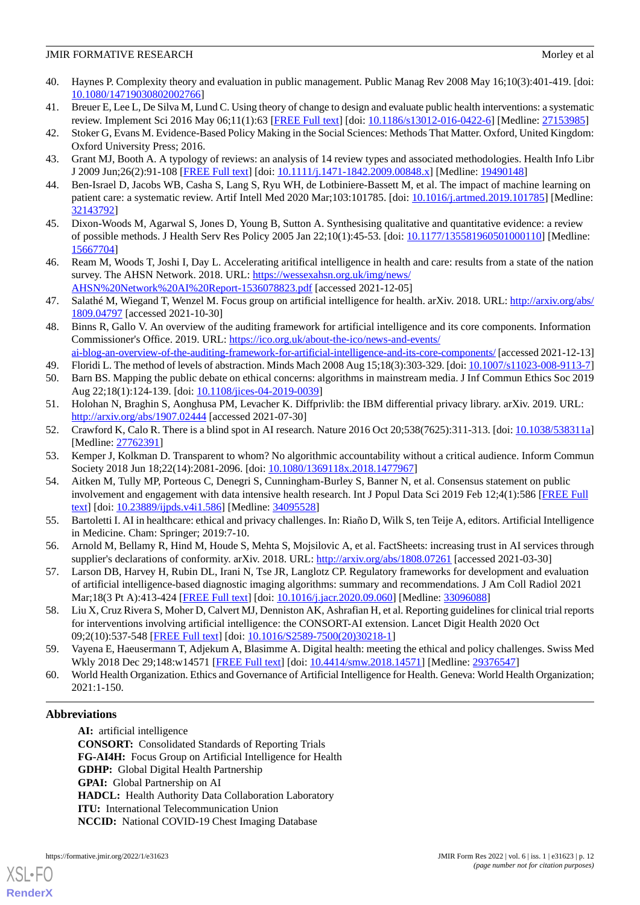40. Haynes P. Complexity theory and evaluation in public management. Public Manag Rev 2008 May 16;10(3):401-419. [doi: 10.1080/14719030802002766]
41. Breuer E, Lee L, De Silva M, Lund C. Using theory of change to design and evaluate public health interventions: a systematic review. Implement Sci 2016 May 06;11(1):63 [FREE Full text] [doi: 10.1186/s13012-016-0422-6] [Medline: 27153985]
42. Stoker G, Evans M. Evidence-Based Policy Making in the Social Sciences: Methods That Matter. Oxford, United Kingdom: Oxford University Press; 2016.
43. Grant MJ, Booth A. A typology of reviews: an analysis of 14 review types and associated methodologies. Health Info Libr J 2009 Jun;26(2):91-108 [FREE Full text] [doi: 10.1111/j.1471-1842.2009.00848.x] [Medline: 19490148]
44. Ben-Israel D, Jacobs WB, Casha S, Lang S, Ryu WH, de Lotbiniere-Bassett M, et al. The impact of machine learning on patient care: a systematic review. Artif Intell Med 2020 Mar;103:101785. [doi: 10.1016/j.artmed.2019.101785] [Medline: 32143792]
45. Dixon-Woods M, Agarwal S, Jones D, Young B, Sutton A. Synthesising qualitative and quantitative evidence: a review of possible methods. J Health Serv Res Policy 2005 Jan 22;10(1):45-53. [doi: 10.1177/135581960501000110] [Medline: 15667704]
46. Ream M, Woods T, Joshi I, Day L. Accelerating aritifical intelligence in health and care: results from a state of the nation survey. The AHSN Network. 2018. URL: https://wessexahsn.org.uk/img/news/AHSN%20Network%20AI%20Report-1536078823.pdf [accessed 2021-12-05]
47. Salathé M, Wiegand T, Wenzel M. Focus group on artificial intelligence for health. arXiv. 2018. URL: http://arxiv.org/abs/1809.04797 [accessed 2021-10-30]
48. Binns R, Gallo V. An overview of the auditing framework for artificial intelligence and its core components. Information Commissioner's Office. 2019. URL: https://ico.org.uk/about-the-ico/news-and-events/ai-blog-an-overview-of-the-auditing-framework-for-artificial-intelligence-and-its-core-components/ [accessed 2021-12-13]
49. Floridi L. The method of levels of abstraction. Minds Mach 2008 Aug 15;18(3):303-329. [doi: 10.1007/s11023-008-9113-7]
50. Barn BS. Mapping the public debate on ethical concerns: algorithms in mainstream media. J Inf Commun Ethics Soc 2019 Aug 22;18(1):124-139. [doi: 10.1108/jices-04-2019-0039]
51. Holohan N, Braghin S, Aonghusa PM, Levacher K. Diffprivlib: the IBM differential privacy library. arXiv. 2019. URL: http://arxiv.org/abs/1907.02444 [accessed 2021-07-30]
52. Crawford K, Calo R. There is a blind spot in AI research. Nature 2016 Oct 20;538(7625):311-313. [doi: 10.1038/538311a] [Medline: 27762391]
53. Kemper J, Kolkman D. Transparent to whom? No algorithmic accountability without a critical audience. Inform Commun Society 2018 Jun 18;22(14):2081-2096. [doi: 10.1080/1369118x.2018.1477967]
54. Aitken M, Tully MP, Porteous C, Denegri S, Cunningham-Burley S, Banner N, et al. Consensus statement on public involvement and engagement with data intensive health research. Int J Popul Data Sci 2019 Feb 12;4(1):586 [FREE Full text] [doi: 10.23889/ijpds.v4i1.586] [Medline: 34095528]
55. Bartoletti I. AI in healthcare: ethical and privacy challenges. In: Riaño D, Wilk S, ten Teije A, editors. Artificial Intelligence in Medicine. Cham: Springer; 2019:7-10.
56. Arnold M, Bellamy R, Hind M, Houde S, Mehta S, Mojsilovic A, et al. FactSheets: increasing trust in AI services through supplier's declarations of conformity. arXiv. 2018. URL: http://arxiv.org/abs/1808.07261 [accessed 2021-03-30]
57. Larson DB, Harvey H, Rubin DL, Irani N, Tse JR, Langlotz CP. Regulatory frameworks for development and evaluation of artificial intelligence-based diagnostic imaging algorithms: summary and recommendations. J Am Coll Radiol 2021 Mar;18(3 Pt A):413-424 [FREE Full text] [doi: 10.1016/j.jacr.2020.09.060] [Medline: 33096088]
58. Liu X, Cruz Rivera S, Moher D, Calvert MJ, Denniston AK, Ashrafian H, et al. Reporting guidelines for clinical trial reports for interventions involving artificial intelligence: the CONSORT-AI extension. Lancet Digit Health 2020 Oct 09;2(10):537-548 [FREE Full text] [doi: 10.1016/S2589-7500(20)30218-1]
59. Vayena E, Haeusermann T, Adjekum A, Blasimme A. Digital health: meeting the ethical and policy challenges. Swiss Med Wkly 2018 Dec 29;148:w14571 [FREE Full text] [doi: 10.4414/smw.2018.14571] [Medline: 29376547]
60. World Health Organization. Ethics and Governance of Artificial Intelligence for Health. Geneva: World Health Organization; 2021:1-150.

## Abbreviations

**AI:** artificial intelligence
**CONSORT:** Consolidated Standards of Reporting Trials
**FG-AI4H:** Focus Group on Artificial Intelligence for Health
**GDHP:** Global Digital Health Partnership
**GPAI:** Global Partnership on AI
**HADCL:** Health Authority Data Collaboration Laboratory
**ITU:** International Telecommunication Union
**NCCID:** National COVID-19 Chest Imaging Database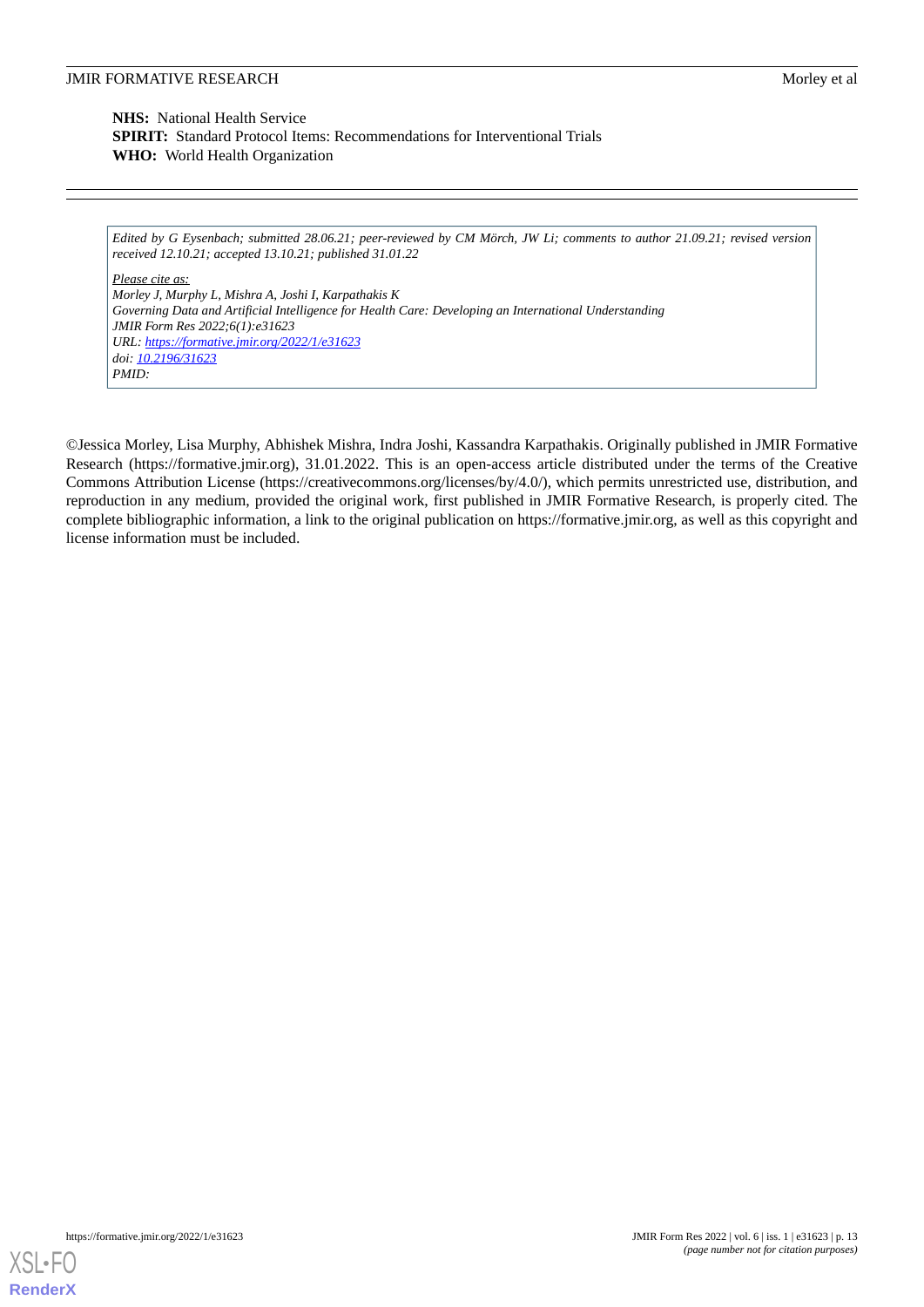**NHS:** National Health Service
**SPIRIT:** Standard Protocol Items: Recommendations for Interventional Trials
**WHO:** World Health Organization

---

*Edited by G Eysenbach; submitted 28.06.21; peer-reviewed by CM Mörch, JW Li; comments to author 21.09.21; revised version received 12.10.21; accepted 13.10.21; published 31.01.22*

*Please cite as:*
*Morley J, Murphy L, Mishra A, Joshi I, Karpathakis K*
*Governing Data and Artificial Intelligence for Health Care: Developing an International Understanding*
*JMIR Form Res 2022;6(1):e31623*
*URL: [https://formative.jmir.org/2022/1/e31623](https://formative.jmir.org/2022/1/e31623)*
*doi: [10.2196/31623](10.2196/31623)*
*PMID:*

©Jessica Morley, Lisa Murphy, Abhishek Mishra, Indra Joshi, Kassandra Karpathakis. Originally published in JMIR Formative Research (https://formative.jmir.org), 31.01.2022. This is an open-access article distributed under the terms of the Creative Commons Attribution License (https://creativecommons.org/licenses/by/4.0/), which permits unrestricted use, distribution, and reproduction in any medium, provided the original work, first published in JMIR Formative Research, is properly cited. The complete bibliographic information, a link to the original publication on https://formative.jmir.org, as well as this copyright and license information must be included.